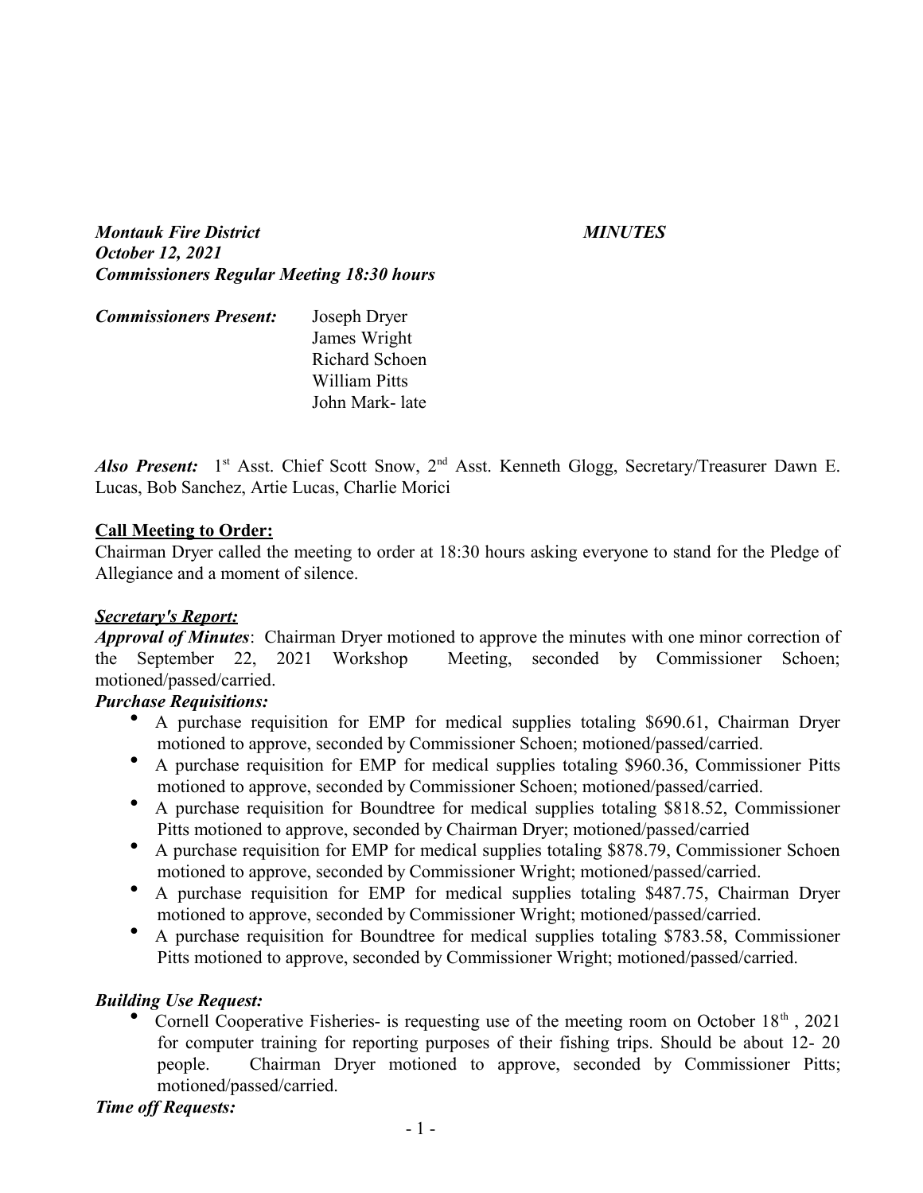***Montauk Fire District*** ***MINUTES***
***October 12, 2021***
***Commissioners Regular Meeting 18:30 hours***

***Commissioners Present:*** Joseph Dryer
James Wright
Richard Schoen
William Pitts
John Mark- late

***Also Present:*** 1st Asst. Chief Scott Snow, 2nd Asst. Kenneth Glogg, Secretary/Treasurer Dawn E. Lucas, Bob Sanchez, Artie Lucas, Charlie Morici

**Call Meeting to Order:**

Chairman Dryer called the meeting to order at 18:30 hours asking everyone to stand for the Pledge of Allegiance and a moment of silence.

***Secretary's Report:***

***Approval of Minutes***: Chairman Dryer motioned to approve the minutes with one minor correction of the September 22, 2021 Workshop Meeting, seconded by Commissioner Schoen; motioned/passed/carried.

***Purchase Requisitions:***

- A purchase requisition for EMP for medical supplies totaling $690.61, Chairman Dryer motioned to approve, seconded by Commissioner Schoen; motioned/passed/carried.
- A purchase requisition for EMP for medical supplies totaling $960.36, Commissioner Pitts motioned to approve, seconded by Commissioner Schoen; motioned/passed/carried.
- A purchase requisition for Boundtree for medical supplies totaling $818.52, Commissioner Pitts motioned to approve, seconded by Chairman Dryer; motioned/passed/carried
- A purchase requisition for EMP for medical supplies totaling $878.79, Commissioner Schoen motioned to approve, seconded by Commissioner Wright; motioned/passed/carried.
- A purchase requisition for EMP for medical supplies totaling $487.75, Chairman Dryer motioned to approve, seconded by Commissioner Wright; motioned/passed/carried.
- A purchase requisition for Boundtree for medical supplies totaling $783.58, Commissioner Pitts motioned to approve, seconded by Commissioner Wright; motioned/passed/carried.

***Building Use Request:***

- Cornell Cooperative Fisheries- is requesting use of the meeting room on October 18th , 2021 for computer training for reporting purposes of their fishing trips. Should be about 12- 20 people. Chairman Dryer motioned to approve, seconded by Commissioner Pitts; motioned/passed/carried.

***Time off Requests:***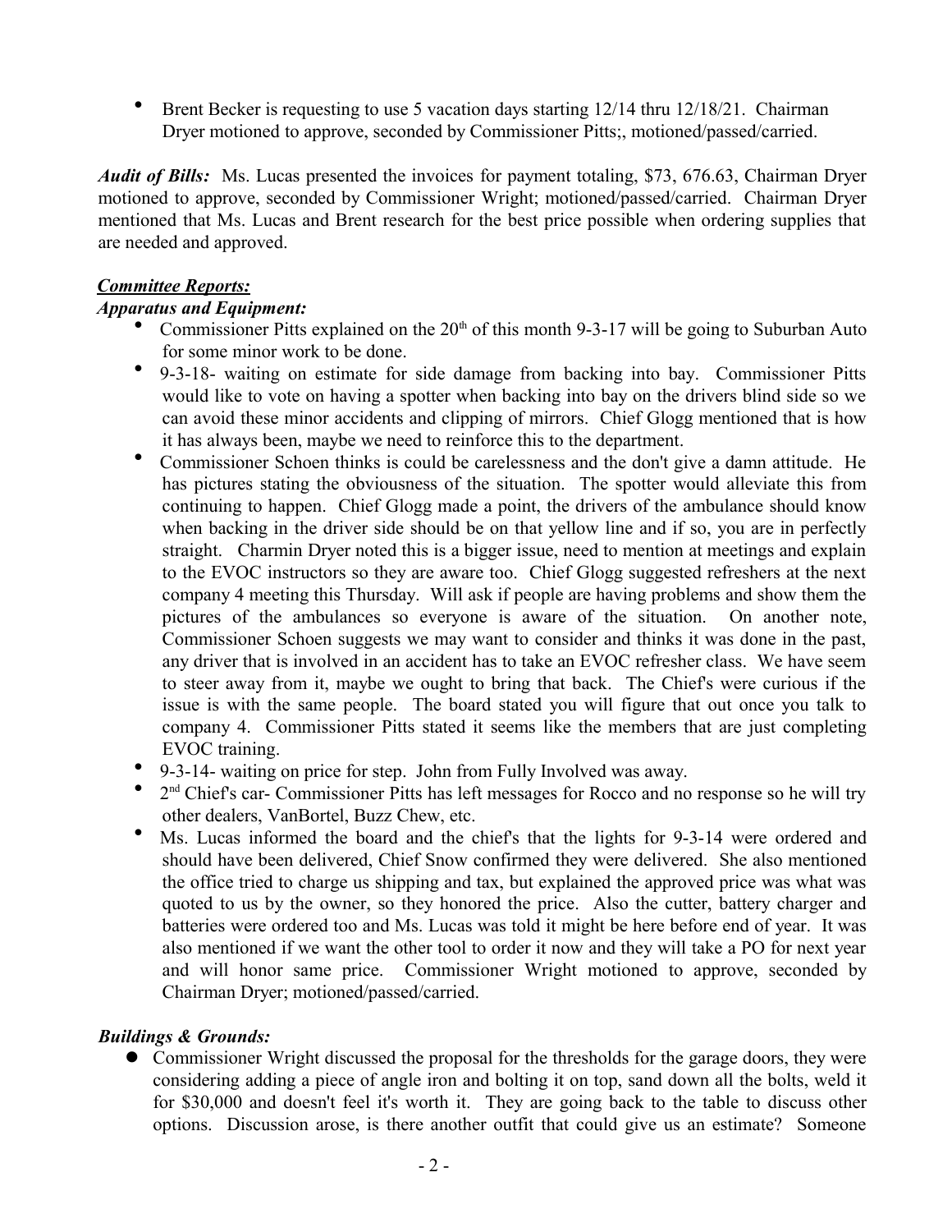- Brent Becker is requesting to use 5 vacation days starting 12/14 thru 12/18/21. Chairman Dryer motioned to approve, seconded by Commissioner Pitts;, motioned/passed/carried.

***Audit of Bills:*** Ms. Lucas presented the invoices for payment totaling, $73, 676.63, Chairman Dryer motioned to approve, seconded by Commissioner Wright; motioned/passed/carried. Chairman Dryer mentioned that Ms. Lucas and Brent research for the best price possible when ordering supplies that are needed and approved.

***<u>Committee Reports:</u>***

***Apparatus and Equipment:***

- Commissioner Pitts explained on the 20th of this month 9-3-17 will be going to Suburban Auto for some minor work to be done.
- 9-3-18- waiting on estimate for side damage from backing into bay. Commissioner Pitts would like to vote on having a spotter when backing into bay on the drivers blind side so we can avoid these minor accidents and clipping of mirrors. Chief Glogg mentioned that is how it has always been, maybe we need to reinforce this to the department.
- Commissioner Schoen thinks is could be carelessness and the don't give a damn attitude. He has pictures stating the obviousness of the situation. The spotter would alleviate this from continuing to happen. Chief Glogg made a point, the drivers of the ambulance should know when backing in the driver side should be on that yellow line and if so, you are in perfectly straight. Charmin Dryer noted this is a bigger issue, need to mention at meetings and explain to the EVOC instructors so they are aware too. Chief Glogg suggested refreshers at the next company 4 meeting this Thursday. Will ask if people are having problems and show them the pictures of the ambulances so everyone is aware of the situation. On another note, Commissioner Schoen suggests we may want to consider and thinks it was done in the past, any driver that is involved in an accident has to take an EVOC refresher class. We have seem to steer away from it, maybe we ought to bring that back. The Chief's were curious if the issue is with the same people. The board stated you will figure that out once you talk to company 4. Commissioner Pitts stated it seems like the members that are just completing EVOC training.
- 9-3-14- waiting on price for step. John from Fully Involved was away.
- 2nd Chief's car- Commissioner Pitts has left messages for Rocco and no response so he will try other dealers, VanBortel, Buzz Chew, etc.
- Ms. Lucas informed the board and the chief's that the lights for 9-3-14 were ordered and should have been delivered, Chief Snow confirmed they were delivered. She also mentioned the office tried to charge us shipping and tax, but explained the approved price was what was quoted to us by the owner, so they honored the price. Also the cutter, battery charger and batteries were ordered too and Ms. Lucas was told it might be here before end of year. It was also mentioned if we want the other tool to order it now and they will take a PO for next year and will honor same price. Commissioner Wright motioned to approve, seconded by Chairman Dryer; motioned/passed/carried.

***Buildings & Grounds:***

- Commissioner Wright discussed the proposal for the thresholds for the garage doors, they were considering adding a piece of angle iron and bolting it on top, sand down all the bolts, weld it for $30,000 and doesn't feel it's worth it. They are going back to the table to discuss other options. Discussion arose, is there another outfit that could give us an estimate? Someone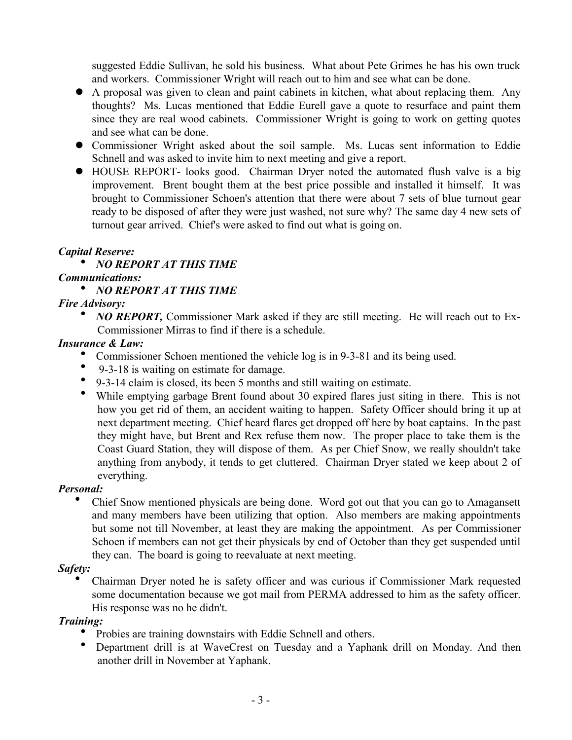suggested Eddie Sullivan, he sold his business. What about Pete Grimes he has his own truck and workers. Commissioner Wright will reach out to him and see what can be done.

- A proposal was given to clean and paint cabinets in kitchen, what about replacing them. Any thoughts? Ms. Lucas mentioned that Eddie Eurell gave a quote to resurface and paint them since they are real wood cabinets. Commissioner Wright is going to work on getting quotes and see what can be done.
- Commissioner Wright asked about the soil sample. Ms. Lucas sent information to Eddie Schnell and was asked to invite him to next meeting and give a report.
- HOUSE REPORT- looks good. Chairman Dryer noted the automated flush valve is a big improvement. Brent bought them at the best price possible and installed it himself. It was brought to Commissioner Schoen's attention that there were about 7 sets of blue turnout gear ready to be disposed of after they were just washed, not sure why? The same day 4 new sets of turnout gear arrived. Chief's were asked to find out what is going on.

***Capital Reserve:***

- ***NO REPORT AT THIS TIME***

***Communications:***

- ***NO REPORT AT THIS TIME***

***Fire Advisory:***

- ***NO REPORT,*** Commissioner Mark asked if they are still meeting. He will reach out to Ex-Commissioner Mirras to find if there is a schedule.

***Insurance & Law:***

- Commissioner Schoen mentioned the vehicle log is in 9-3-81 and its being used.
- 9-3-18 is waiting on estimate for damage.
- 9-3-14 claim is closed, its been 5 months and still waiting on estimate.
- While emptying garbage Brent found about 30 expired flares just siting in there. This is not how you get rid of them, an accident waiting to happen. Safety Officer should bring it up at next department meeting. Chief heard flares get dropped off here by boat captains. In the past they might have, but Brent and Rex refuse them now. The proper place to take them is the Coast Guard Station, they will dispose of them. As per Chief Snow, we really shouldn't take anything from anybody, it tends to get cluttered. Chairman Dryer stated we keep about 2 of everything.

***Personal:***

- Chief Snow mentioned physicals are being done. Word got out that you can go to Amagansett and many members have been utilizing that option. Also members are making appointments but some not till November, at least they are making the appointment. As per Commissioner Schoen if members can not get their physicals by end of October than they get suspended until they can. The board is going to reevaluate at next meeting.

***Safety:***

- Chairman Dryer noted he is safety officer and was curious if Commissioner Mark requested some documentation because we got mail from PERMA addressed to him as the safety officer. His response was no he didn't.

***Training:***

- Probies are training downstairs with Eddie Schnell and others.
- Department drill is at WaveCrest on Tuesday and a Yaphank drill on Monday. And then another drill in November at Yaphank.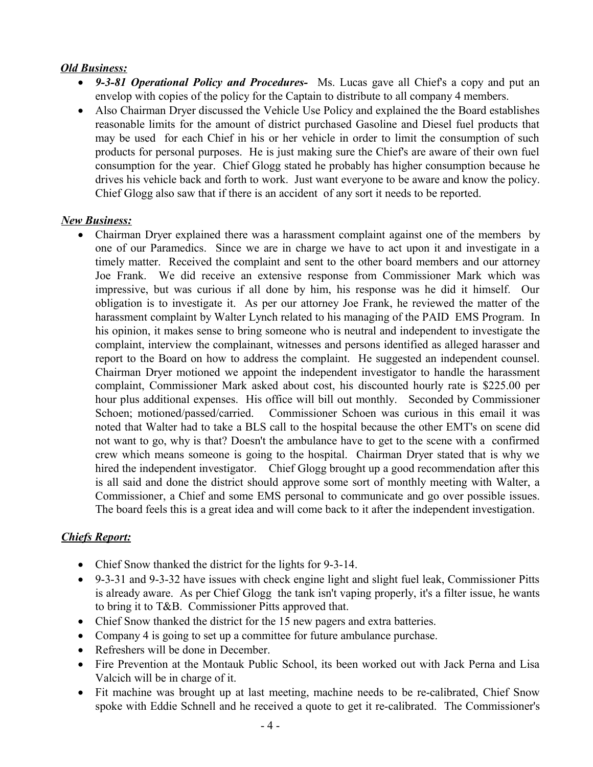***Old Business:***

- ***9-3-81 Operational Policy and Procedures-*** Ms. Lucas gave all Chief's a copy and put an envelop with copies of the policy for the Captain to distribute to all company 4 members.
- Also Chairman Dryer discussed the Vehicle Use Policy and explained the the Board establishes reasonable limits for the amount of district purchased Gasoline and Diesel fuel products that may be used for each Chief in his or her vehicle in order to limit the consumption of such products for personal purposes. He is just making sure the Chief's are aware of their own fuel consumption for the year. Chief Glogg stated he probably has higher consumption because he drives his vehicle back and forth to work. Just want everyone to be aware and know the policy. Chief Glogg also saw that if there is an accident of any sort it needs to be reported.

***New Business:***

- Chairman Dryer explained there was a harassment complaint against one of the members by one of our Paramedics. Since we are in charge we have to act upon it and investigate in a timely matter. Received the complaint and sent to the other board members and our attorney Joe Frank. We did receive an extensive response from Commissioner Mark which was impressive, but was curious if all done by him, his response was he did it himself. Our obligation is to investigate it. As per our attorney Joe Frank, he reviewed the matter of the harassment complaint by Walter Lynch related to his managing of the PAID EMS Program. In his opinion, it makes sense to bring someone who is neutral and independent to investigate the complaint, interview the complainant, witnesses and persons identified as alleged harasser and report to the Board on how to address the complaint. He suggested an independent counsel. Chairman Dryer motioned we appoint the independent investigator to handle the harassment complaint, Commissioner Mark asked about cost, his discounted hourly rate is $225.00 per hour plus additional expenses. His office will bill out monthly. Seconded by Commissioner Schoen; motioned/passed/carried. Commissioner Schoen was curious in this email it was noted that Walter had to take a BLS call to the hospital because the other EMT's on scene did not want to go, why is that? Doesn't the ambulance have to get to the scene with a confirmed crew which means someone is going to the hospital. Chairman Dryer stated that is why we hired the independent investigator. Chief Glogg brought up a good recommendation after this is all said and done the district should approve some sort of monthly meeting with Walter, a Commissioner, a Chief and some EMS personal to communicate and go over possible issues. The board feels this is a great idea and will come back to it after the independent investigation.

***Chiefs Report:***

- Chief Snow thanked the district for the lights for 9-3-14.
- 9-3-31 and 9-3-32 have issues with check engine light and slight fuel leak, Commissioner Pitts is already aware. As per Chief Glogg the tank isn't vaping properly, it's a filter issue, he wants to bring it to T&B. Commissioner Pitts approved that.
- Chief Snow thanked the district for the 15 new pagers and extra batteries.
- Company 4 is going to set up a committee for future ambulance purchase.
- Refreshers will be done in December.
- Fire Prevention at the Montauk Public School, its been worked out with Jack Perna and Lisa Valcich will be in charge of it.
- Fit machine was brought up at last meeting, machine needs to be re-calibrated, Chief Snow spoke with Eddie Schnell and he received a quote to get it re-calibrated. The Commissioner's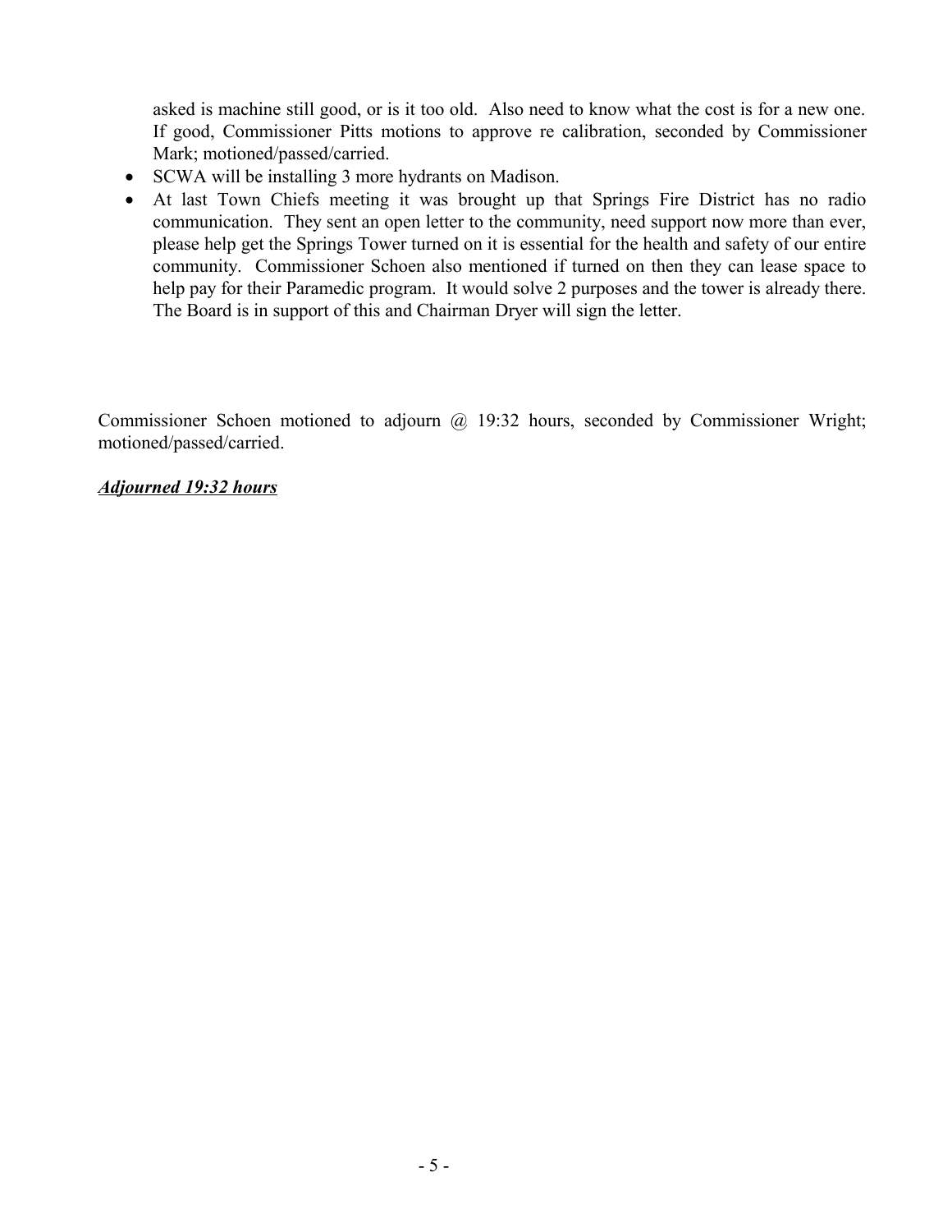asked is machine still good, or is it too old. Also need to know what the cost is for a new one. If good, Commissioner Pitts motions to approve re calibration, seconded by Commissioner Mark; motioned/passed/carried.

- SCWA will be installing 3 more hydrants on Madison.
- At last Town Chiefs meeting it was brought up that Springs Fire District has no radio communication. They sent an open letter to the community, need support now more than ever, please help get the Springs Tower turned on it is essential for the health and safety of our entire community. Commissioner Schoen also mentioned if turned on then they can lease space to help pay for their Paramedic program. It would solve 2 purposes and the tower is already there. The Board is in support of this and Chairman Dryer will sign the letter.

Commissioner Schoen motioned to adjourn @ 19:32 hours, seconded by Commissioner Wright; motioned/passed/carried.

***Adjourned 19:32 hours***